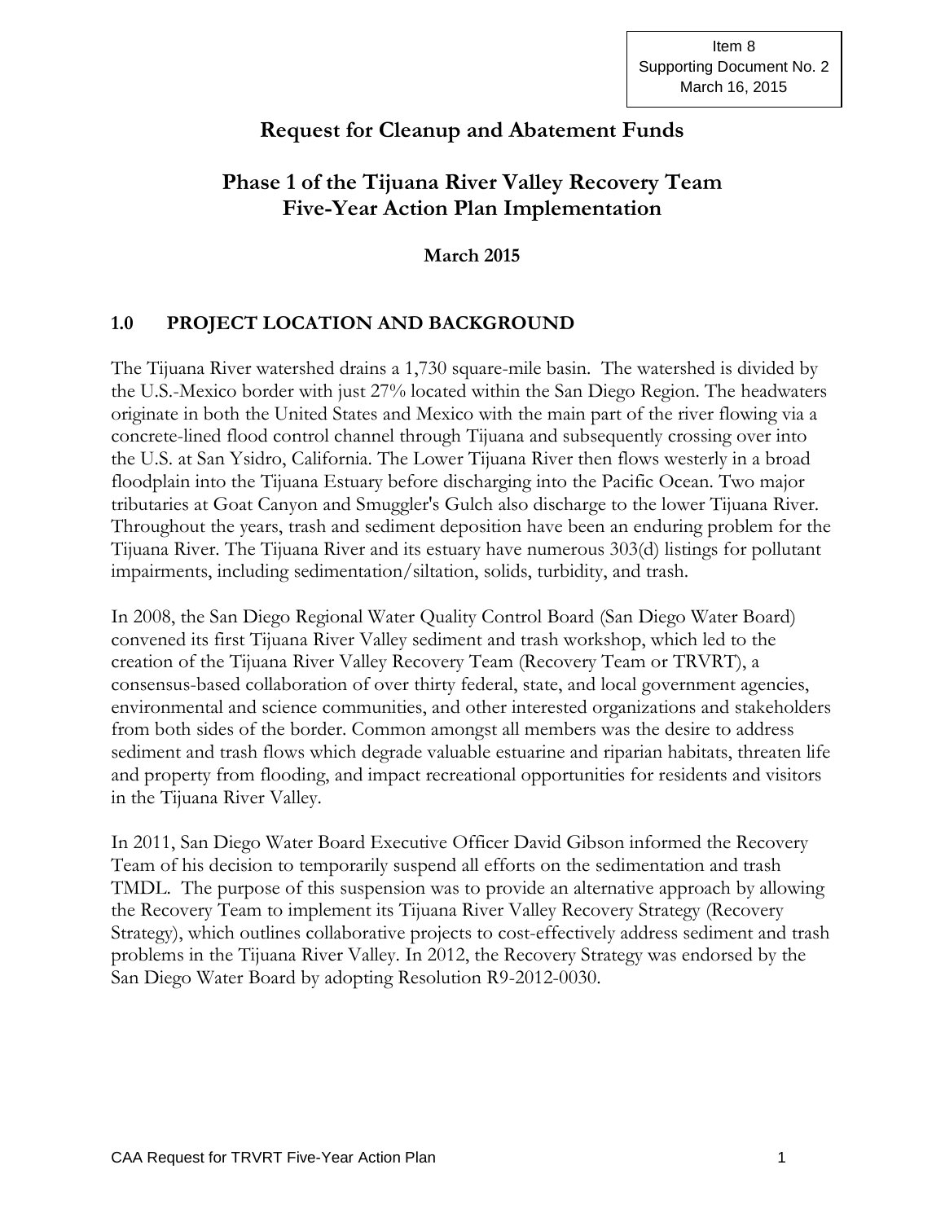Item 8
Supporting Document No. 2
March 16, 2015

# Request for Cleanup and Abatement Funds

## Phase 1 of the Tijuana River Valley Recovery Team Five-Year Action Plan Implementation

**March 2015**

## 1.0 PROJECT LOCATION AND BACKGROUND

The Tijuana River watershed drains a 1,730 square-mile basin. The watershed is divided by the U.S.-Mexico border with just 27% located within the San Diego Region. The headwaters originate in both the United States and Mexico with the main part of the river flowing via a concrete-lined flood control channel through Tijuana and subsequently crossing over into the U.S. at San Ysidro, California. The Lower Tijuana River then flows westerly in a broad floodplain into the Tijuana Estuary before discharging into the Pacific Ocean. Two major tributaries at Goat Canyon and Smuggler's Gulch also discharge to the lower Tijuana River. Throughout the years, trash and sediment deposition have been an enduring problem for the Tijuana River. The Tijuana River and its estuary have numerous 303(d) listings for pollutant impairments, including sedimentation/siltation, solids, turbidity, and trash.

In 2008, the San Diego Regional Water Quality Control Board (San Diego Water Board) convened its first Tijuana River Valley sediment and trash workshop, which led to the creation of the Tijuana River Valley Recovery Team (Recovery Team or TRVRT), a consensus-based collaboration of over thirty federal, state, and local government agencies, environmental and science communities, and other interested organizations and stakeholders from both sides of the border. Common amongst all members was the desire to address sediment and trash flows which degrade valuable estuarine and riparian habitats, threaten life and property from flooding, and impact recreational opportunities for residents and visitors in the Tijuana River Valley.

In 2011, San Diego Water Board Executive Officer David Gibson informed the Recovery Team of his decision to temporarily suspend all efforts on the sedimentation and trash TMDL. The purpose of this suspension was to provide an alternative approach by allowing the Recovery Team to implement its Tijuana River Valley Recovery Strategy (Recovery Strategy), which outlines collaborative projects to cost-effectively address sediment and trash problems in the Tijuana River Valley. In 2012, the Recovery Strategy was endorsed by the San Diego Water Board by adopting Resolution R9-2012-0030.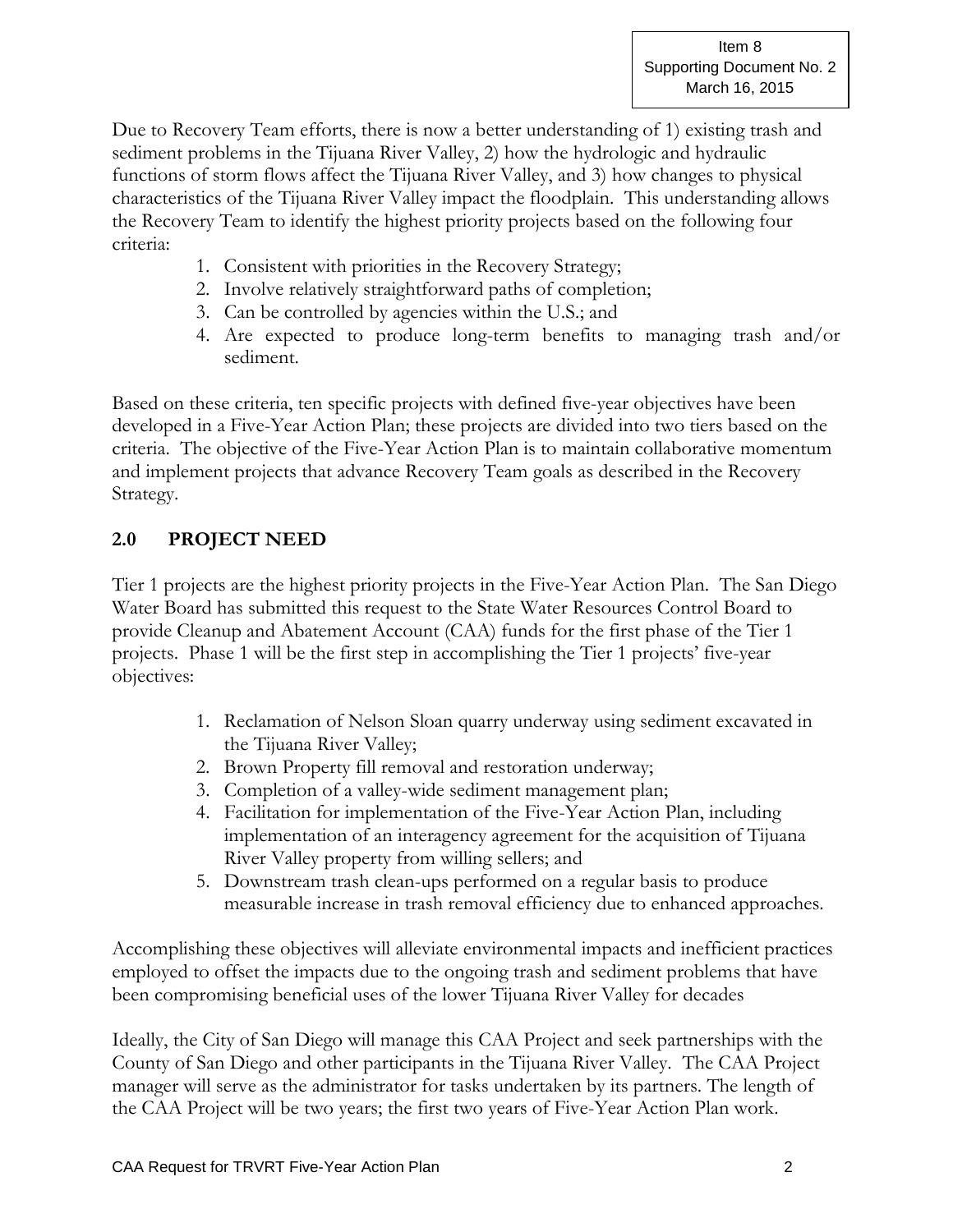Due to Recovery Team efforts, there is now a better understanding of 1) existing trash and sediment problems in the Tijuana River Valley, 2) how the hydrologic and hydraulic functions of storm flows affect the Tijuana River Valley, and 3) how changes to physical characteristics of the Tijuana River Valley impact the floodplain. This understanding allows the Recovery Team to identify the highest priority projects based on the following four criteria:

1. Consistent with priorities in the Recovery Strategy;
2. Involve relatively straightforward paths of completion;
3. Can be controlled by agencies within the U.S.; and
4. Are expected to produce long-term benefits to managing trash and/or sediment.

Based on these criteria, ten specific projects with defined five-year objectives have been developed in a Five-Year Action Plan; these projects are divided into two tiers based on the criteria. The objective of the Five-Year Action Plan is to maintain collaborative momentum and implement projects that advance Recovery Team goals as described in the Recovery Strategy.

## 2.0 PROJECT NEED

Tier 1 projects are the highest priority projects in the Five-Year Action Plan. The San Diego Water Board has submitted this request to the State Water Resources Control Board to provide Cleanup and Abatement Account (CAA) funds for the first phase of the Tier 1 projects. Phase 1 will be the first step in accomplishing the Tier 1 projects' five-year objectives:

1. Reclamation of Nelson Sloan quarry underway using sediment excavated in the Tijuana River Valley;
2. Brown Property fill removal and restoration underway;
3. Completion of a valley-wide sediment management plan;
4. Facilitation for implementation of the Five-Year Action Plan, including implementation of an interagency agreement for the acquisition of Tijuana River Valley property from willing sellers; and
5. Downstream trash clean-ups performed on a regular basis to produce measurable increase in trash removal efficiency due to enhanced approaches.

Accomplishing these objectives will alleviate environmental impacts and inefficient practices employed to offset the impacts due to the ongoing trash and sediment problems that have been compromising beneficial uses of the lower Tijuana River Valley for decades

Ideally, the City of San Diego will manage this CAA Project and seek partnerships with the County of San Diego and other participants in the Tijuana River Valley. The CAA Project manager will serve as the administrator for tasks undertaken by its partners. The length of the CAA Project will be two years; the first two years of Five-Year Action Plan work.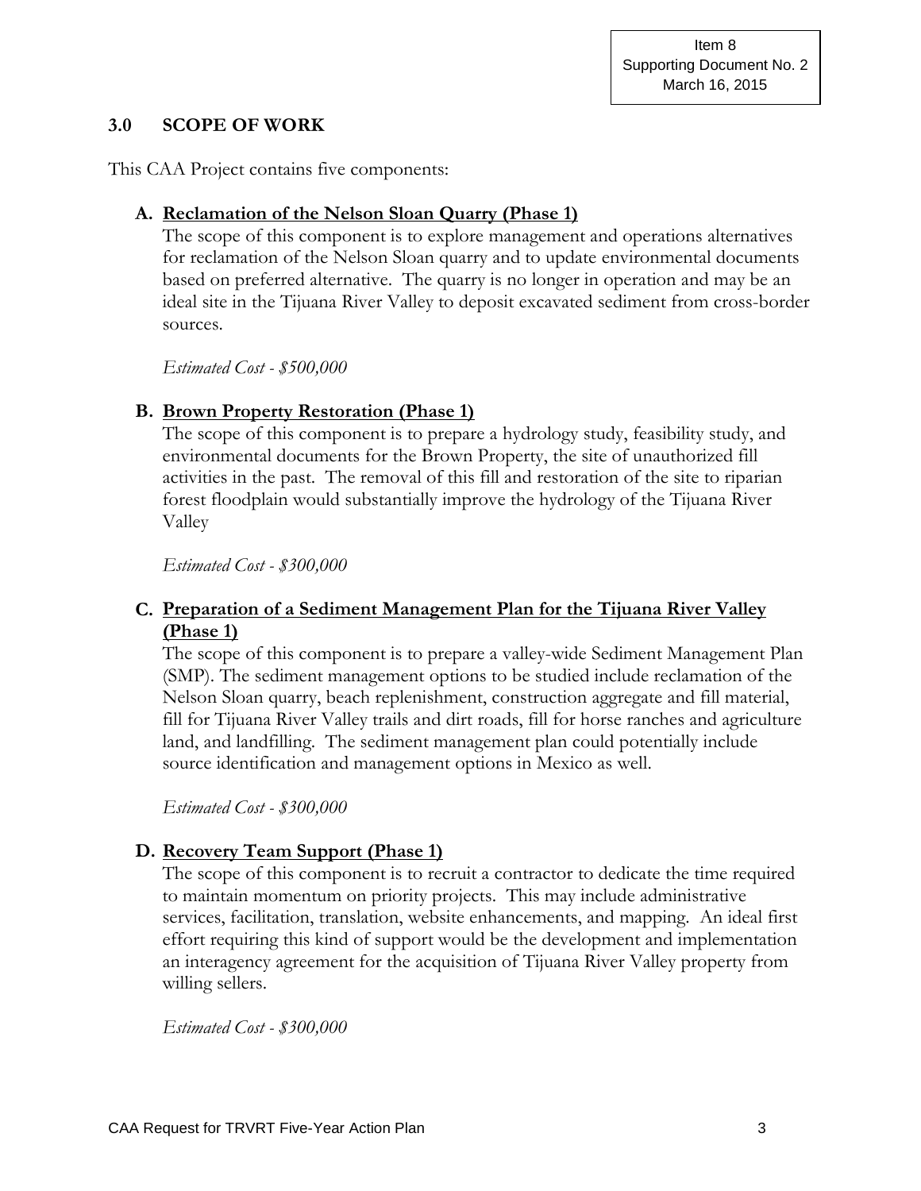## 3.0 SCOPE OF WORK

This CAA Project contains five components:

### A. Reclamation of the Nelson Sloan Quarry (Phase 1)

The scope of this component is to explore management and operations alternatives for reclamation of the Nelson Sloan quarry and to update environmental documents based on preferred alternative. The quarry is no longer in operation and may be an ideal site in the Tijuana River Valley to deposit excavated sediment from cross-border sources.

*Estimated Cost - $500,000*

### B. Brown Property Restoration (Phase 1)

The scope of this component is to prepare a hydrology study, feasibility study, and environmental documents for the Brown Property, the site of unauthorized fill activities in the past. The removal of this fill and restoration of the site to riparian forest floodplain would substantially improve the hydrology of the Tijuana River Valley

*Estimated Cost - $300,000*

### C. Preparation of a Sediment Management Plan for the Tijuana River Valley (Phase 1)

The scope of this component is to prepare a valley-wide Sediment Management Plan (SMP). The sediment management options to be studied include reclamation of the Nelson Sloan quarry, beach replenishment, construction aggregate and fill material, fill for Tijuana River Valley trails and dirt roads, fill for horse ranches and agriculture land, and landfilling. The sediment management plan could potentially include source identification and management options in Mexico as well.

*Estimated Cost - $300,000*

### D. Recovery Team Support (Phase 1)

The scope of this component is to recruit a contractor to dedicate the time required to maintain momentum on priority projects. This may include administrative services, facilitation, translation, website enhancements, and mapping. An ideal first effort requiring this kind of support would be the development and implementation an interagency agreement for the acquisition of Tijuana River Valley property from willing sellers.

*Estimated Cost - $300,000*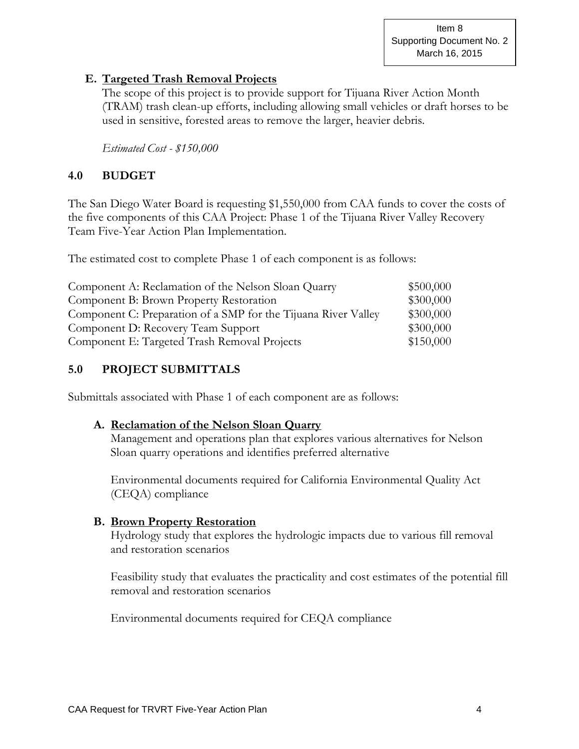Item 8
Supporting Document No. 2
March 16, 2015

**E. Targeted Trash Removal Projects**

The scope of this project is to provide support for Tijuana River Action Month (TRAM) trash clean-up efforts, including allowing small vehicles or draft horses to be used in sensitive, forested areas to remove the larger, heavier debris.

*Estimated Cost - $150,000*

## 4.0 BUDGET

The San Diego Water Board is requesting $1,550,000 from CAA funds to cover the costs of the five components of this CAA Project: Phase 1 of the Tijuana River Valley Recovery Team Five-Year Action Plan Implementation.

The estimated cost to complete Phase 1 of each component is as follows:

| | |
|---|---|
| Component A: Reclamation of the Nelson Sloan Quarry | $500,000 |
| Component B: Brown Property Restoration | $300,000 |
| Component C: Preparation of a SMP for the Tijuana River Valley | $300,000 |
| Component D: Recovery Team Support | $300,000 |
| Component E: Targeted Trash Removal Projects | $150,000 |

## 5.0 PROJECT SUBMITTALS

Submittals associated with Phase 1 of each component are as follows:

**A. Reclamation of the Nelson Sloan Quarry**

Management and operations plan that explores various alternatives for Nelson Sloan quarry operations and identifies preferred alternative

Environmental documents required for California Environmental Quality Act (CEQA) compliance

**B. Brown Property Restoration**

Hydrology study that explores the hydrologic impacts due to various fill removal and restoration scenarios

Feasibility study that evaluates the practicality and cost estimates of the potential fill removal and restoration scenarios

Environmental documents required for CEQA compliance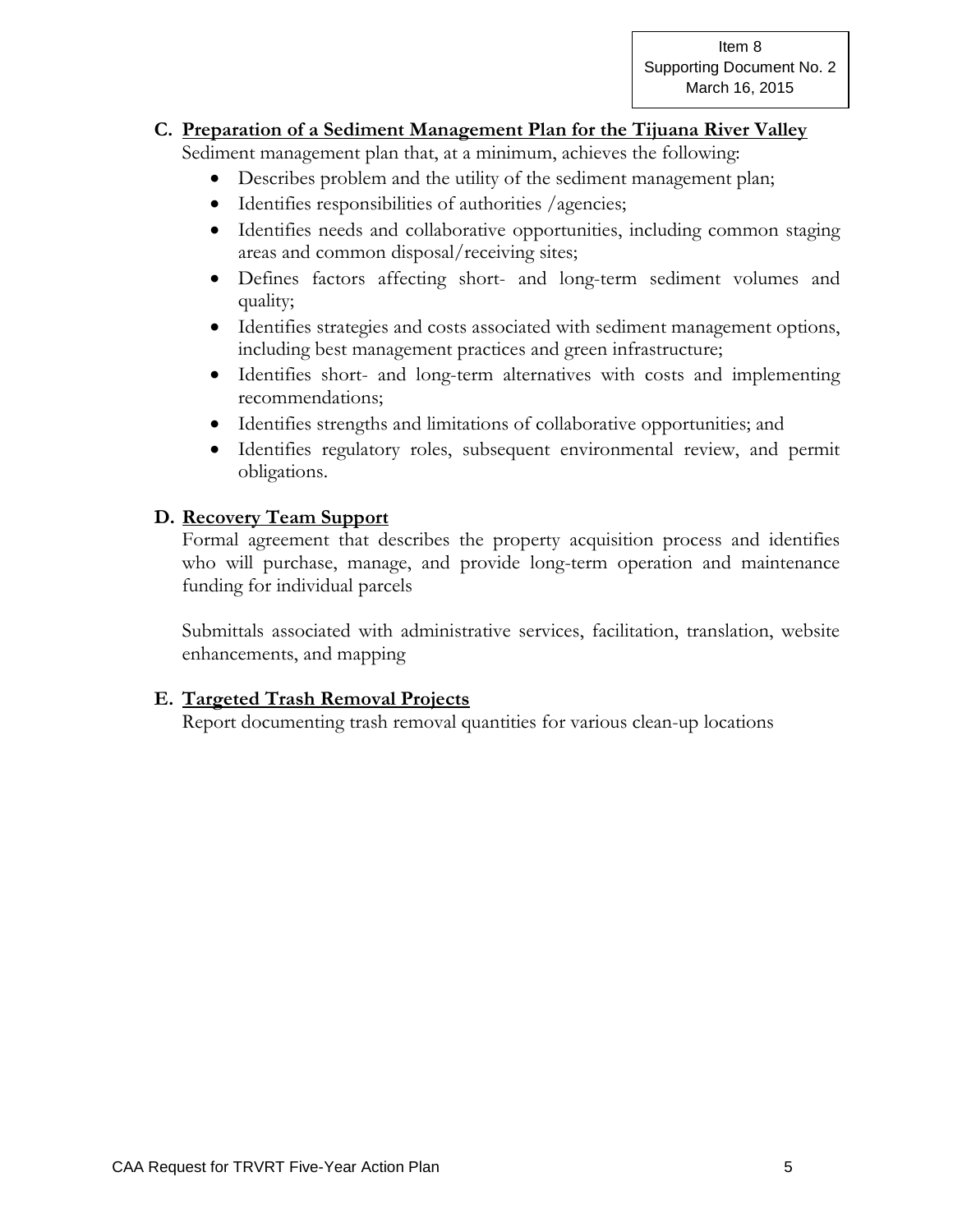**C. <u>Preparation of a Sediment Management Plan for the Tijuana River Valley</u>**

Sediment management plan that, at a minimum, achieves the following:

- Describes problem and the utility of the sediment management plan;
- Identifies responsibilities of authorities /agencies;
- Identifies needs and collaborative opportunities, including common staging areas and common disposal/receiving sites;
- Defines factors affecting short- and long-term sediment volumes and quality;
- Identifies strategies and costs associated with sediment management options, including best management practices and green infrastructure;
- Identifies short- and long-term alternatives with costs and implementing recommendations;
- Identifies strengths and limitations of collaborative opportunities; and
- Identifies regulatory roles, subsequent environmental review, and permit obligations.

**D. <u>Recovery Team Support</u>**

Formal agreement that describes the property acquisition process and identifies who will purchase, manage, and provide long-term operation and maintenance funding for individual parcels

Submittals associated with administrative services, facilitation, translation, website enhancements, and mapping

**E. <u>Targeted Trash Removal Projects</u>**

Report documenting trash removal quantities for various clean-up locations